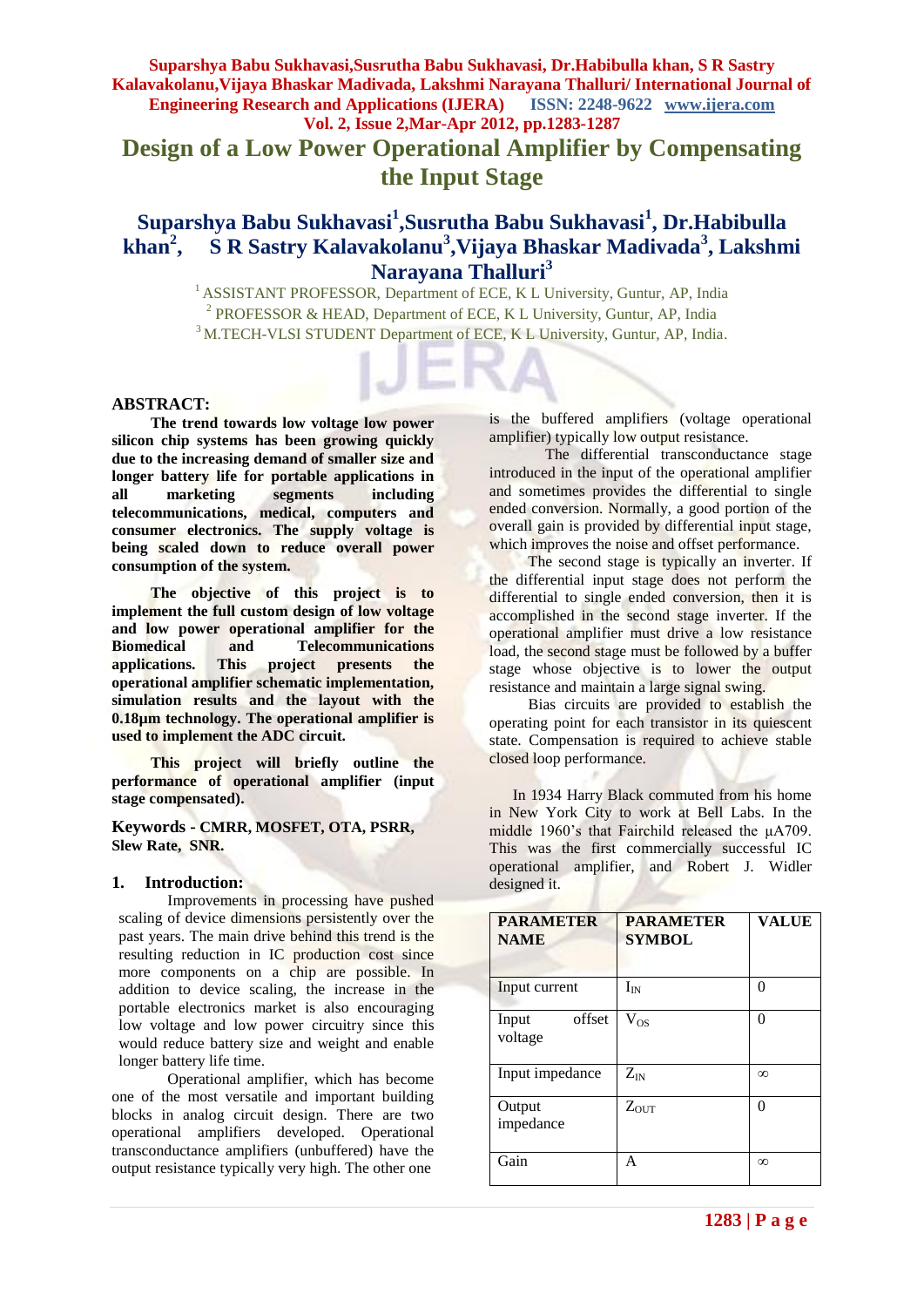# Design of a Low Power Operational Amplifier by Compensating the Input Stage

## Suparshya Babu Sukhavasi[1],Susrutha Babu Sukhavasi[1], Dr.Habibulla khan[2], S R Sastry Kalavakolanu[3],Vijaya Bhaskar Madivada[3], Lakshmi Narayana Thalluri[3]

[1] ASSISTANT PROFESSOR, Department of ECE, K L University, Guntur, AP, India
[2] PROFESSOR & HEAD, Department of ECE, K L University, Guntur, AP, India
[3] M.TECH-VLSI STUDENT Department of ECE, K L University, Guntur, AP, India.

### ABSTRACT:

**The trend towards low voltage low power silicon chip systems has been growing quickly due to the increasing demand of smaller size and longer battery life for portable applications in all marketing segments including telecommunications, medical, computers and consumer electronics. The supply voltage is being scaled down to reduce overall power consumption of the system.**

**The objective of this project is to implement the full custom design of low voltage and low power operational amplifier for the Biomedical and Telecommunications applications. This project presents the operational amplifier schematic implementation, simulation results and the layout with the 0.18µm technology. The operational amplifier is used to implement the ADC circuit.**

**This project will briefly outline the performance of operational amplifier (input stage compensated).**

**Keywords - CMRR, MOSFET, OTA, PSRR, Slew Rate, SNR.**

### 1. Introduction:

Improvements in processing have pushed scaling of device dimensions persistently over the past years. The main drive behind this trend is the resulting reduction in IC production cost since more components on a chip are possible. In addition to device scaling, the increase in the portable electronics market is also encouraging low voltage and low power circuitry since this would reduce battery size and weight and enable longer battery life time.

Operational amplifier, which has become one of the most versatile and important building blocks in analog circuit design. There are two operational amplifiers developed. Operational transconductance amplifiers (unbuffered) have the output resistance typically very high. The other one is the buffered amplifiers (voltage operational amplifier) typically low output resistance.

The differential transconductance stage introduced in the input of the operational amplifier and sometimes provides the differential to single ended conversion. Normally, a good portion of the overall gain is provided by differential input stage, which improves the noise and offset performance.

The second stage is typically an inverter. If the differential input stage does not perform the differential to single ended conversion, then it is accomplished in the second stage inverter. If the operational amplifier must drive a low resistance load, the second stage must be followed by a buffer stage whose objective is to lower the output resistance and maintain a large signal swing.

Bias circuits are provided to establish the operating point for each transistor in its quiescent state. Compensation is required to achieve stable closed loop performance.

In 1934 Harry Black commuted from his home in New York City to work at Bell Labs. In the middle 1960's that Fairchild released the µA709. This was the first commercially successful IC operational amplifier, and Robert J. Widler designed it.

| PARAMETER NAME | PARAMETER SYMBOL | VALUE |
|---|---|---|
| Input current | $I_{IN}$ | 0 |
| Input offset voltage | $V_{OS}$ | 0 |
| Input impedance | $Z_{IN}$ | ∞ |
| Output impedance | $Z_{OUT}$ | 0 |
| Gain | A | ∞ |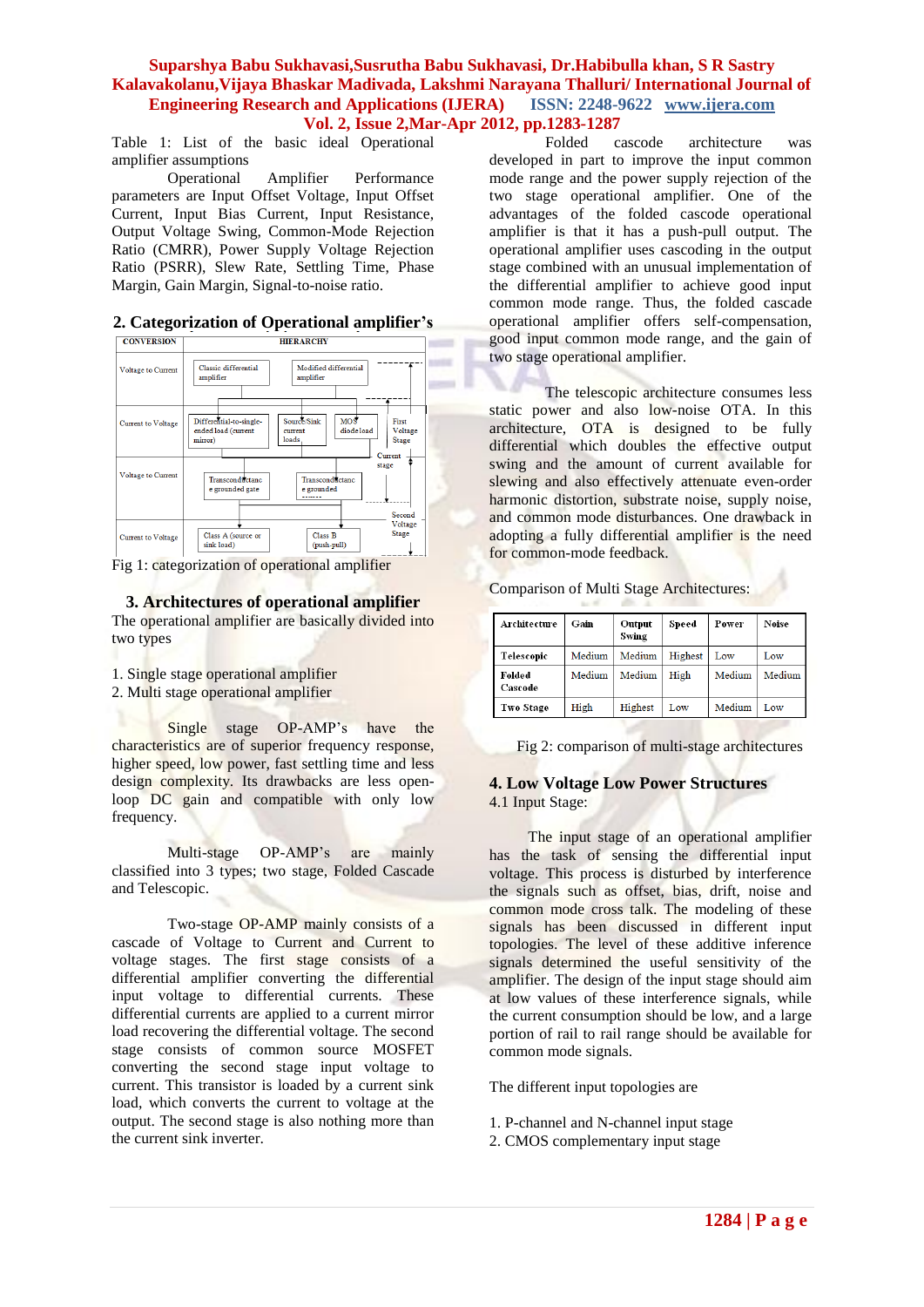Table 1: List of the basic ideal Operational amplifier assumptions

Operational Amplifier Performance parameters are Input Offset Voltage, Input Offset Current, Input Bias Current, Input Resistance, Output Voltage Swing, Common-Mode Rejection Ratio (CMRR), Power Supply Voltage Rejection Ratio (PSRR), Slew Rate, Settling Time, Phase Margin, Gain Margin, Signal-to-noise ratio.

## 2. Categorization of Operational amplifier's

| CONVERSION | HIERARCHY |
|---|---|
| Voltage to Current | Classic differential amplifier; Modified differential amplifier |
| Current to Voltage | Differential-to-single-ended load (current mirror); Source/Sink current loads; MOS diode load; First Voltage Stage |
| Voltage to Current | Transconductance grounded gate; Transconductance grounded source; Current stage |
| Current to Voltage | Class A (source or sink load); Class B (push-pull); Second Voltage Stage |

Fig 1: categorization of operational amplifier

## 3. Architectures of operational amplifier

The operational amplifier are basically divided into two types

1. Single stage operational amplifier
2. Multi stage operational amplifier

Single stage OP-AMP's have the characteristics are of superior frequency response, higher speed, low power, fast settling time and less design complexity. Its drawbacks are less open-loop DC gain and compatible with only low frequency.

Multi-stage OP-AMP's are mainly classified into 3 types; two stage, Folded Cascade and Telescopic.

Two-stage OP-AMP mainly consists of a cascade of Voltage to Current and Current to voltage stages. The first stage consists of a differential amplifier converting the differential input voltage to differential currents. These differential currents are applied to a current mirror load recovering the differential voltage. The second stage consists of common source MOSFET converting the second stage input voltage to current. This transistor is loaded by a current sink load, which converts the current to voltage at the output. The second stage is also nothing more than the current sink inverter.

Folded cascode architecture was developed in part to improve the input common mode range and the power supply rejection of the two stage operational amplifier. One of the advantages of the folded cascode operational amplifier is that it has a push-pull output. The operational amplifier uses cascoding in the output stage combined with an unusual implementation of the differential amplifier to achieve good input common mode range. Thus, the folded cascade operational amplifier offers self-compensation, good input common mode range, and the gain of two stage operational amplifier.

The telescopic architecture consumes less static power and also low-noise OTA. In this architecture, OTA is designed to be fully differential which doubles the effective output swing and the amount of current available for slewing and also effectively attenuate even-order harmonic distortion, substrate noise, supply noise, and common mode disturbances. One drawback in adopting a fully differential amplifier is the need for common-mode feedback.

Comparison of Multi Stage Architectures:

| Architecture | Gain | Output Swing | Speed | Power | Noise |
|---|---|---|---|---|---|
| Telescopic | Medium | Medium | Highest | Low | Low |
| Folded Cascode | Medium | Medium | High | Medium | Medium |
| Two Stage | High | Highest | Low | Medium | Low |

Fig 2: comparison of multi-stage architectures

## 4. Low Voltage Low Power Structures

### 4.1 Input Stage:

The input stage of an operational amplifier has the task of sensing the differential input voltage. This process is disturbed by interference the signals such as offset, bias, drift, noise and common mode cross talk. The modeling of these signals has been discussed in different input topologies. The level of these additive inference signals determined the useful sensitivity of the amplifier. The design of the input stage should aim at low values of these interference signals, while the current consumption should be low, and a large portion of rail to rail range should be available for common mode signals.

The different input topologies are

1. P-channel and N-channel input stage
2. CMOS complementary input stage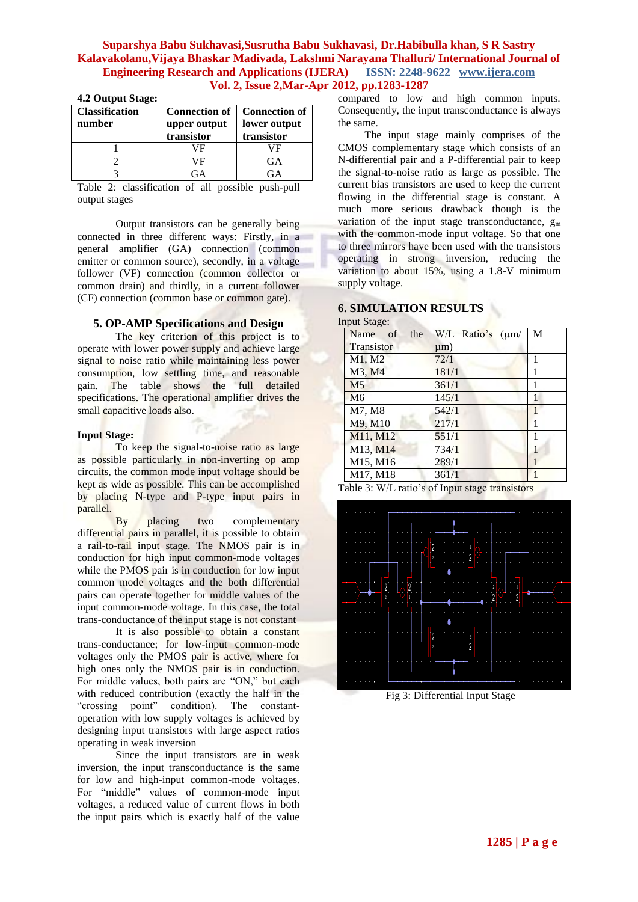### 4.2 Output Stage:

| Classification number | Connection of upper output transistor | Connection of lower output transistor |
|---|---|---|
| 1 | VF | VF |
| 2 | VF | GA |
| 3 | GA | GA |

Table 2: classification of all possible push-pull output stages

Output transistors can be generally being connected in three different ways: Firstly, in a general amplifier (GA) connection (common emitter or common source), secondly, in a voltage follower (VF) connection (common collector or common drain) and thirdly, in a current follower (CF) connection (common base or common gate).

## 5. OP-AMP Specifications and Design

The key criterion of this project is to operate with lower power supply and achieve large signal to noise ratio while maintaining less power consumption, low settling time, and reasonable gain. The table shows the full detailed specifications. The operational amplifier drives the small capacitive loads also.

**Input Stage:**

To keep the signal-to-noise ratio as large as possible particularly in non-inverting op amp circuits, the common mode input voltage should be kept as wide as possible. This can be accomplished by placing N-type and P-type input pairs in parallel.

By placing two complementary differential pairs in parallel, it is possible to obtain a rail-to-rail input stage. The NMOS pair is in conduction for high input common-mode voltages while the PMOS pair is in conduction for low input common mode voltages and the both differential pairs can operate together for middle values of the input common-mode voltage. In this case, the total trans-conductance of the input stage is not constant

It is also possible to obtain a constant trans-conductance; for low-input common-mode voltages only the PMOS pair is active, where for high ones only the NMOS pair is in conduction. For middle values, both pairs are "ON," but each with reduced contribution (exactly the half in the "crossing point" condition). The constant-operation with low supply voltages is achieved by designing input transistors with large aspect ratios operating in weak inversion

Since the input transistors are in weak inversion, the input transconductance is the same for low and high-input common-mode voltages. For "middle" values of common-mode input voltages, a reduced value of current flows in both the input pairs which is exactly half of the value compared to low and high common inputs. Consequently, the input transconductance is always the same.

The input stage mainly comprises of the CMOS complementary stage which consists of an N-differential pair and a P-differential pair to keep the signal-to-noise ratio as large as possible. The current bias transistors are used to keep the current flowing in the differential stage is constant. A much more serious drawback though is the variation of the input stage transconductance, $g_m$ with the common-mode input voltage. So that one to three mirrors have been used with the transistors operating in strong inversion, reducing the variation to about 15%, using a 1.8-V minimum supply voltage.

## 6. SIMULATION RESULTS

Input Stage:

| Name of the Transistor | W/L Ratio's (µm/µm) | M |
|---|---|---|
| M1, M2 | 72/1 | 1 |
| M3, M4 | 181/1 | 1 |
| M5 | 361/1 | 1 |
| M6 | 145/1 | 1 |
| M7, M8 | 542/1 | 1 |
| M9, M10 | 217/1 | 1 |
| M11, M12 | 551/1 | 1 |
| M13, M14 | 734/1 | 1 |
| M15, M16 | 289/1 | 1 |
| M17, M18 | 361/1 | 1 |

Table 3: W/L ratio's of Input stage transistors

Fig 3: Differential Input Stage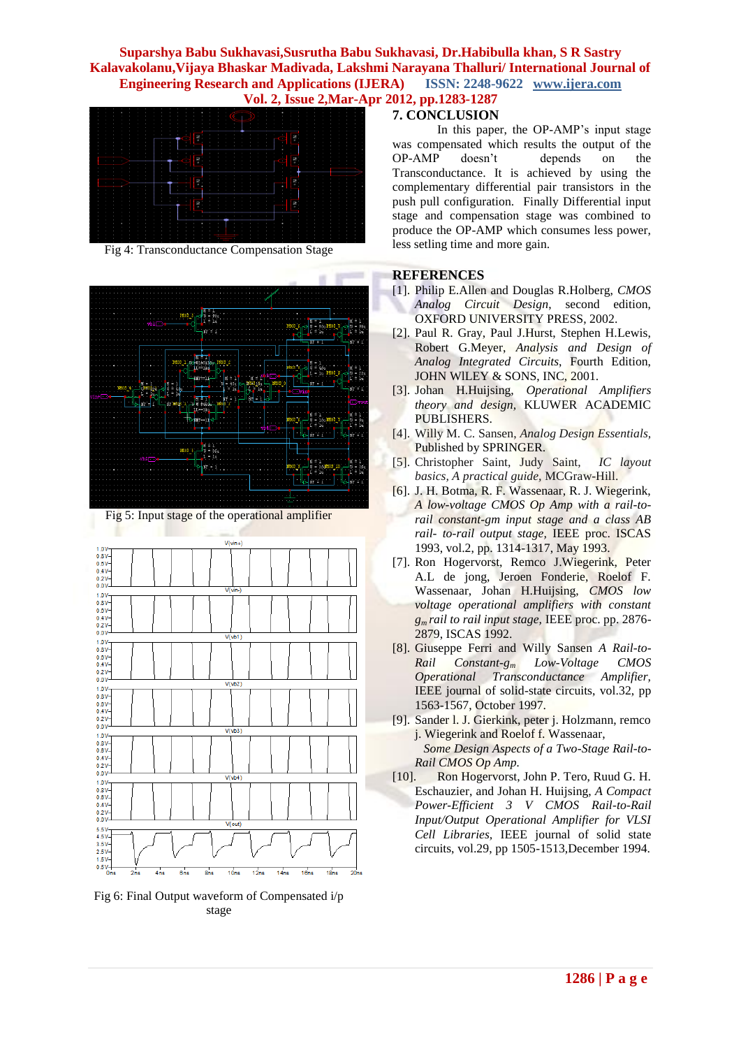Fig 4: Transconductance Compensation Stage

Fig 5: Input stage of the operational amplifier

Fig 6: Final Output waveform of Compensated i/p stage

## 7. CONCLUSION

In this paper, the OP-AMP's input stage was compensated which results the output of the OP-AMP doesn't depends on the Transconductance. It is achieved by using the complementary differential pair transistors in the push pull configuration. Finally Differential input stage and compensation stage was combined to produce the OP-AMP which consumes less power, less setling time and more gain.

## REFERENCES

[1]. Philip E.Allen and Douglas R.Holberg, *CMOS Analog Circuit Design*, second edition, OXFORD UNIVERSITY PRESS, 2002.

[2]. Paul R. Gray, Paul J.Hurst, Stephen H.Lewis, Robert G.Meyer, *Analysis and Design of Analog Integrated Circuits*, Fourth Edition, JOHN WILEY & SONS, INC, 2001.

[3]. Johan H.Huijsing, *Operational Amplifiers theory and design*, KLUWER ACADEMIC PUBLISHERS.

[4]. Willy M. C. Sansen, *Analog Design Essentials*, Published by SPRINGER.

[5]. Christopher Saint, Judy Saint, *IC layout basics, A practical guide*, MCGraw-Hill.

[6]. J. H. Botma, R. F. Wassenaar, R. J. Wiegerink, *A low-voltage CMOS Op Amp with a rail-to-rail constant-gm input stage and a class AB rail- to-rail output stage*, IEEE proc. ISCAS 1993, vol.2, pp. 1314-1317, May 1993.

[7]. Ron Hogervorst, Remco J.Wiegerink, Peter A.L de jong, Jeroen Fonderie, Roelof F. Wassenaar, Johan H.Huijsing, *CMOS low voltage operational amplifiers with constant $g_m$ rail to rail input stage*, IEEE proc. pp. 2876-2879, ISCAS 1992.

[8]. Giuseppe Ferri and Willy Sansen *A Rail-to-Rail Constant-$g_m$ Low-Voltage CMOS Operational Transconductance Amplifier*, IEEE journal of solid-state circuits, vol.32, pp 1563-1567, October 1997.

[9]. Sander l. J. Gierkink, peter j. Holzmann, remco j. Wiegerink and Roelof f. Wassenaar, *Some Design Aspects of a Two-Stage Rail-to-Rail CMOS Op Amp.*

[10]. Ron Hogervorst, John P. Tero, Ruud G. H. Eschauzier, and Johan H. Huijsing, *A Compact Power-Efficient 3 V CMOS Rail-to-Rail Input/Output Operational Amplifier for VLSI Cell Libraries*, IEEE journal of solid state circuits, vol.29, pp 1505-1513,December 1994.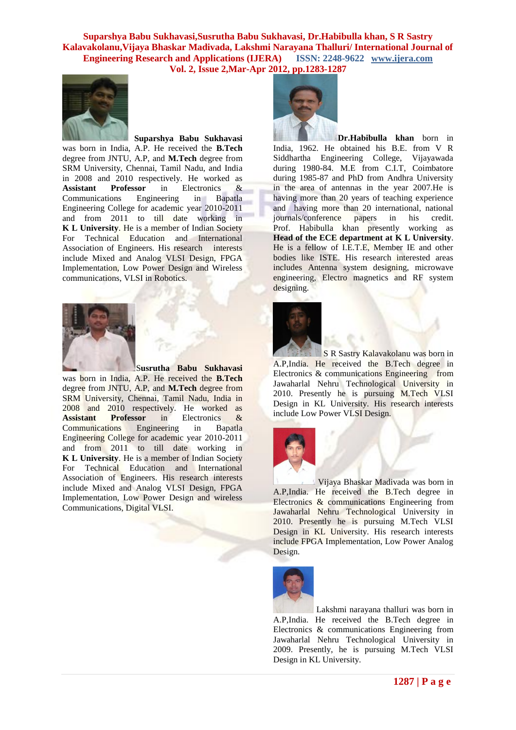**Suparshya Babu Sukhavasi** was born in India, A.P. He received the **B.Tech** degree from JNTU, A.P, and **M.Tech** degree from SRM University, Chennai, Tamil Nadu, and India in 2008 and 2010 respectively. He worked as **Assistant Professor** in Electronics & Communications Engineering in Bapatla Engineering College for academic year 2010-2011 and from 2011 to till date working in **K L University**. He is a member of Indian Society For Technical Education and International Association of Engineers. His research interests include Mixed and Analog VLSI Design, FPGA Implementation, Low Power Design and Wireless communications, VLSI in Robotics.

**Susrutha Babu Sukhavasi** was born in India, A.P. He received the **B.Tech** degree from JNTU, A.P, and **M.Tech** degree from SRM University, Chennai, Tamil Nadu, India in 2008 and 2010 respectively. He worked as **Assistant Professor** in Electronics & Communications Engineering in Bapatla Engineering College for academic year 2010-2011 and from 2011 to till date working in **K L University**. He is a member of Indian Society For Technical Education and International Association of Engineers. His research interests include Mixed and Analog VLSI Design, FPGA Implementation, Low Power Design and wireless Communications, Digital VLSI.

**Dr.Habibulla khan** born in India, 1962. He obtained his B.E. from V R Siddhartha Engineering College, Vijayawada during 1980-84. M.E from C.I.T, Coimbatore during 1985-87 and PhD from Andhra University in the area of antennas in the year 2007.He is having more than 20 years of teaching experience and having more than 20 international, national journals/conference papers in his credit. Prof. Habibulla khan presently working as **Head of the ECE department at K L University**. He is a fellow of I.E.T.E, Member IE and other bodies like ISTE. His research interested areas includes Antenna system designing, microwave engineering, Electro magnetics and RF system designing.

S R Sastry Kalavakolanu was born in A.P,India. He received the B.Tech degree in Electronics & communications Engineering from Jawaharlal Nehru Technological University in 2010. Presently he is pursuing M.Tech VLSI Design in KL University. His research interests include Low Power VLSI Design.

Vijaya Bhaskar Madivada was born in A.P,India. He received the B.Tech degree in Electronics & communications Engineering from Jawaharlal Nehru Technological University in 2010. Presently he is pursuing M.Tech VLSI Design in KL University. His research interests include FPGA Implementation, Low Power Analog Design.

Lakshmi narayana thalluri was born in A.P,India. He received the B.Tech degree in Electronics & communications Engineering from Jawaharlal Nehru Technological University in 2009. Presently, he is pursuing M.Tech VLSI Design in KL University.